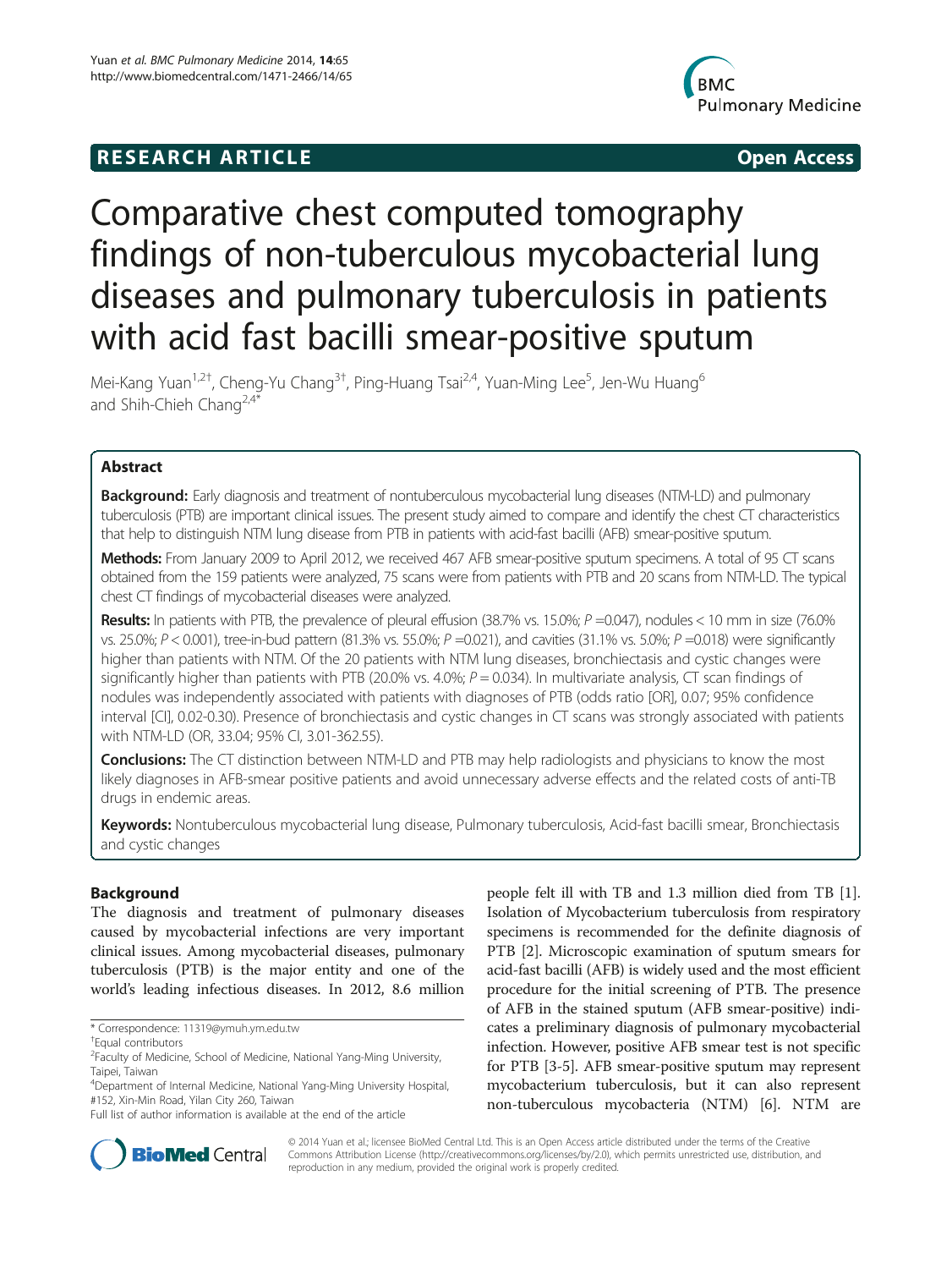**RESEARCH ARTICLE** **Open Access**

# Comparative chest computed tomography findings of non-tuberculous mycobacterial lung diseases and pulmonary tuberculosis in patients with acid fast bacilli smear-positive sputum

Mei-Kang Yuan[1,2†], Cheng-Yu Chang[3†], Ping-Huang Tsai[2,4], Yuan-Ming Lee[5], Jen-Wu Huang[6] and Shih-Chieh Chang[2,4*]

## Abstract

**Background:** Early diagnosis and treatment of nontuberculous mycobacterial lung diseases (NTM-LD) and pulmonary tuberculosis (PTB) are important clinical issues. The present study aimed to compare and identify the chest CT characteristics that help to distinguish NTM lung disease from PTB in patients with acid-fast bacilli (AFB) smear-positive sputum.

**Methods:** From January 2009 to April 2012, we received 467 AFB smear-positive sputum specimens. A total of 95 CT scans obtained from the 159 patients were analyzed, 75 scans were from patients with PTB and 20 scans from NTM-LD. The typical chest CT findings of mycobacterial diseases were analyzed.

**Results:** In patients with PTB, the prevalence of pleural effusion (38.7% vs. 15.0%; $P$ =0.047), nodules < 10 mm in size (76.0% vs. 25.0%; $P$ < 0.001), tree-in-bud pattern (81.3% vs. 55.0%; $P$ =0.021), and cavities (31.1% vs. 5.0%; $P$ =0.018) were significantly higher than patients with NTM. Of the 20 patients with NTM lung diseases, bronchiectasis and cystic changes were significantly higher than patients with PTB (20.0% vs. 4.0%; $P$ = 0.034). In multivariate analysis, CT scan findings of nodules was independently associated with patients with diagnoses of PTB (odds ratio [OR], 0.07; 95% confidence interval [CI], 0.02-0.30). Presence of bronchiectasis and cystic changes in CT scans was strongly associated with patients with NTM-LD (OR, 33.04; 95% CI, 3.01-362.55).

**Conclusions:** The CT distinction between NTM-LD and PTB may help radiologists and physicians to know the most likely diagnoses in AFB-smear positive patients and avoid unnecessary adverse effects and the related costs of anti-TB drugs in endemic areas.

**Keywords:** Nontuberculous mycobacterial lung disease, Pulmonary tuberculosis, Acid-fast bacilli smear, Bronchiectasis and cystic changes

## Background

The diagnosis and treatment of pulmonary diseases caused by mycobacterial infections are very important clinical issues. Among mycobacterial diseases, pulmonary tuberculosis (PTB) is the major entity and one of the world's leading infectious diseases. In 2012, 8.6 million people felt ill with TB and 1.3 million died from TB [1]. Isolation of Mycobacterium tuberculosis from respiratory specimens is recommended for the definite diagnosis of PTB [2]. Microscopic examination of sputum smears for acid-fast bacilli (AFB) is widely used and the most efficient procedure for the initial screening of PTB. The presence of AFB in the stained sputum (AFB smear-positive) indicates a preliminary diagnosis of pulmonary mycobacterial infection. However, positive AFB smear test is not specific for PTB [3-5]. AFB smear-positive sputum may represent mycobacterium tuberculosis, but it can also represent non-tuberculous mycobacteria (NTM) [6]. NTM are

\* Correspondence: 11319@ymuh.ym.edu.tw
†Equal contributors
[2]Faculty of Medicine, School of Medicine, National Yang-Ming University, Taipei, Taiwan
[4]Department of Internal Medicine, National Yang-Ming University Hospital, #152, Xin-Min Road, Yilan City 260, Taiwan
Full list of author information is available at the end of the article

© 2014 Yuan et al.; licensee BioMed Central Ltd. This is an Open Access article distributed under the terms of the Creative Commons Attribution License (http://creativecommons.org/licenses/by/2.0), which permits unrestricted use, distribution, and reproduction in any medium, provided the original work is properly credited.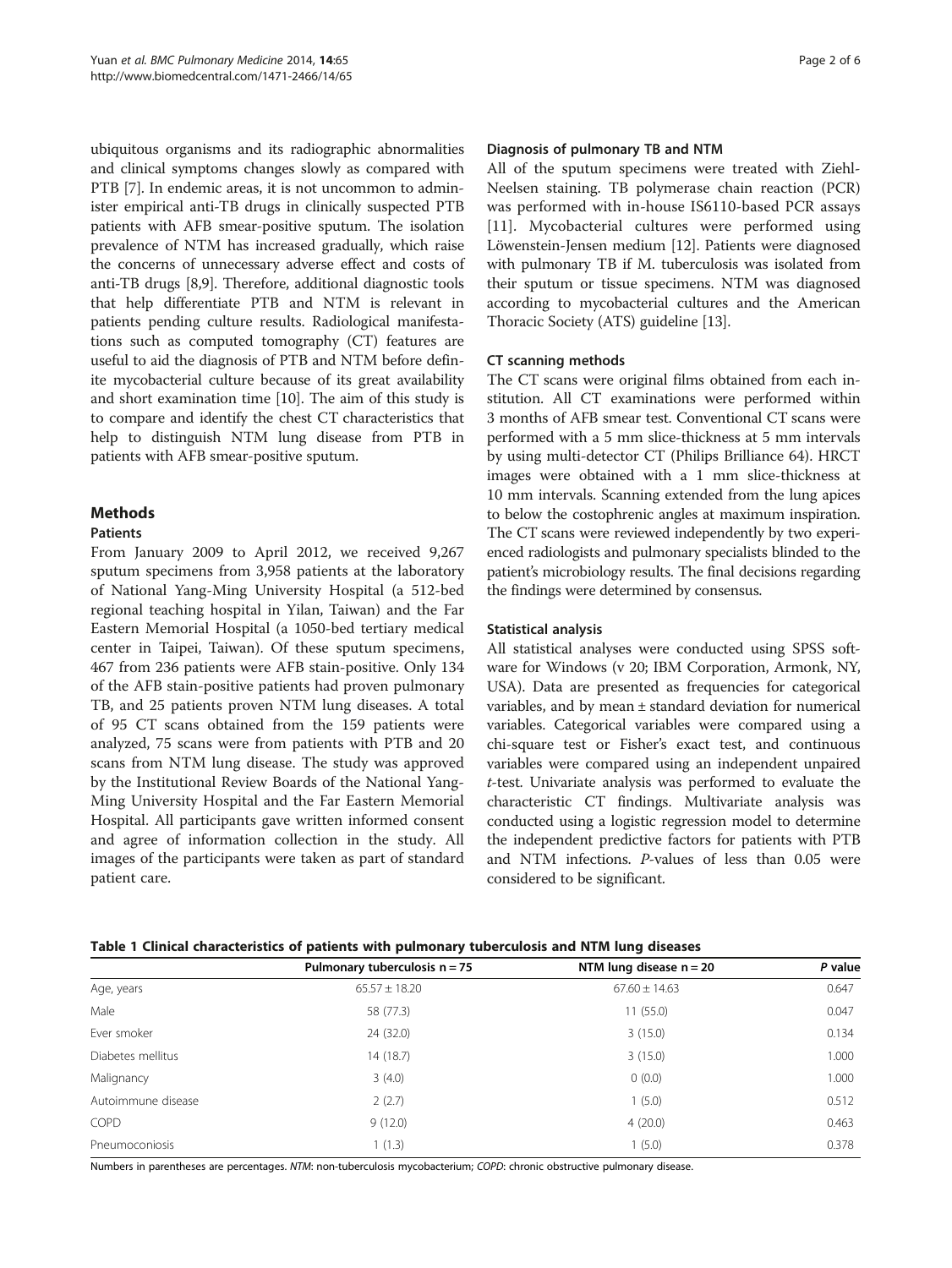ubiquitous organisms and its radiographic abnormalities and clinical symptoms changes slowly as compared with PTB [7]. In endemic areas, it is not uncommon to administer empirical anti-TB drugs in clinically suspected PTB patients with AFB smear-positive sputum. The isolation prevalence of NTM has increased gradually, which raise the concerns of unnecessary adverse effect and costs of anti-TB drugs [8,9]. Therefore, additional diagnostic tools that help differentiate PTB and NTM is relevant in patients pending culture results. Radiological manifestations such as computed tomography (CT) features are useful to aid the diagnosis of PTB and NTM before definite mycobacterial culture because of its great availability and short examination time [10]. The aim of this study is to compare and identify the chest CT characteristics that help to distinguish NTM lung disease from PTB in patients with AFB smear-positive sputum.

## Methods

### Patients

From January 2009 to April 2012, we received 9,267 sputum specimens from 3,958 patients at the laboratory of National Yang-Ming University Hospital (a 512-bed regional teaching hospital in Yilan, Taiwan) and the Far Eastern Memorial Hospital (a 1050-bed tertiary medical center in Taipei, Taiwan). Of these sputum specimens, 467 from 236 patients were AFB stain-positive. Only 134 of the AFB stain-positive patients had proven pulmonary TB, and 25 patients proven NTM lung diseases. A total of 95 CT scans obtained from the 159 patients were analyzed, 75 scans were from patients with PTB and 20 scans from NTM lung disease. The study was approved by the Institutional Review Boards of the National Yang-Ming University Hospital and the Far Eastern Memorial Hospital. All participants gave written informed consent and agree of information collection in the study. All images of the participants were taken as part of standard patient care.

### Diagnosis of pulmonary TB and NTM

All of the sputum specimens were treated with Ziehl-Neelsen staining. TB polymerase chain reaction (PCR) was performed with in-house IS6110-based PCR assays [11]. Mycobacterial cultures were performed using Löwenstein-Jensen medium [12]. Patients were diagnosed with pulmonary TB if M. tuberculosis was isolated from their sputum or tissue specimens. NTM was diagnosed according to mycobacterial cultures and the American Thoracic Society (ATS) guideline [13].

### CT scanning methods

The CT scans were original films obtained from each institution. All CT examinations were performed within 3 months of AFB smear test. Conventional CT scans were performed with a 5 mm slice-thickness at 5 mm intervals by using multi-detector CT (Philips Brilliance 64). HRCT images were obtained with a 1 mm slice-thickness at 10 mm intervals. Scanning extended from the lung apices to below the costophrenic angles at maximum inspiration. The CT scans were reviewed independently by two experienced radiologists and pulmonary specialists blinded to the patient's microbiology results. The final decisions regarding the findings were determined by consensus.

### Statistical analysis

All statistical analyses were conducted using SPSS software for Windows (v 20; IBM Corporation, Armonk, NY, USA). Data are presented as frequencies for categorical variables, and by mean ± standard deviation for numerical variables. Categorical variables were compared using a chi-square test or Fisher's exact test, and continuous variables were compared using an independent unpaired *t*-test. Univariate analysis was performed to evaluate the characteristic CT findings. Multivariate analysis was conducted using a logistic regression model to determine the independent predictive factors for patients with PTB and NTM infections. *P*-values of less than 0.05 were considered to be significant.

**Table 1 Clinical characteristics of patients with pulmonary tuberculosis and NTM lung diseases**

| | Pulmonary tuberculosis n = 75 | NTM lung disease n = 20 | *P* value |
|---|---|---|---|
| Age, years | 65.57 ± 18.20 | 67.60 ± 14.63 | 0.647 |
| Male | 58 (77.3) | 11 (55.0) | 0.047 |
| Ever smoker | 24 (32.0) | 3 (15.0) | 0.134 |
| Diabetes mellitus | 14 (18.7) | 3 (15.0) | 1.000 |
| Malignancy | 3 (4.0) | 0 (0.0) | 1.000 |
| Autoimmune disease | 2 (2.7) | 1 (5.0) | 0.512 |
| COPD | 9 (12.0) | 4 (20.0) | 0.463 |
| Pneumoconiosis | 1 (1.3) | 1 (5.0) | 0.378 |

Numbers in parentheses are percentages. *NTM*: non-tuberculosis mycobacterium; *COPD*: chronic obstructive pulmonary disease.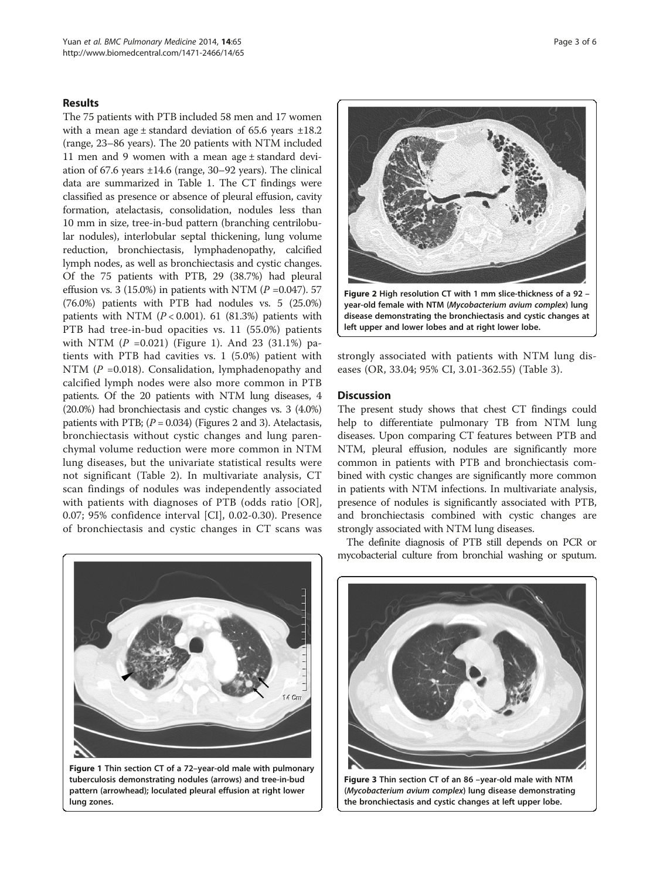## Results

The 75 patients with PTB included 58 men and 17 women with a mean age ± standard deviation of 65.6 years ±18.2 (range, 23–86 years). The 20 patients with NTM included 11 men and 9 women with a mean age ± standard deviation of 67.6 years ±14.6 (range, 30–92 years). The clinical data are summarized in Table 1. The CT findings were classified as presence or absence of pleural effusion, cavity formation, atelactasis, consolidation, nodules less than 10 mm in size, tree-in-bud pattern (branching centrilobular nodules), interlobular septal thickening, lung volume reduction, bronchiectasis, lymphadenopathy, calcified lymph nodes, as well as bronchiectasis and cystic changes. Of the 75 patients with PTB, 29 (38.7%) had pleural effusion vs. 3 (15.0%) in patients with NTM ($P$ =0.047). 57 (76.0%) patients with PTB had nodules vs. 5 (25.0%) patients with NTM ($P < 0.001$). 61 (81.3%) patients with PTB had tree-in-bud opacities vs. 11 (55.0%) patients with NTM ($P$ =0.021) (Figure 1). And 23 (31.1%) patients with PTB had cavities vs. 1 (5.0%) patient with NTM ($P$ =0.018). Consalidation, lymphadenopathy and calcified lymph nodes were also more common in PTB patients. Of the 20 patients with NTM lung diseases, 4 (20.0%) had bronchiectasis and cystic changes vs. 3 (4.0%) patients with PTB; ($P = 0.034$) (Figures 2 and 3). Atelactasis, bronchiectasis without cystic changes and lung parenchymal volume reduction were more common in NTM lung diseases, but the univariate statistical results were not significant (Table 2). In multivariate analysis, CT scan findings of nodules was independently associated with patients with diagnoses of PTB (odds ratio [OR], 0.07; 95% confidence interval [CI], 0.02-0.30). Presence of bronchiectasis and cystic changes in CT scans was strongly associated with patients with NTM lung diseases (OR, 33.04; 95% CI, 3.01-362.55) (Table 3).

**Figure 1** Thin section CT of a 72–year-old male with pulmonary tuberculosis demonstrating nodules (arrows) and tree-in-bud pattern (arrowhead); loculated pleural effusion at right lower lung zones.

**Figure 2** High resolution CT with 1 mm slice-thickness of a 92 –year-old female with NTM (*Mycobacterium avium complex*) lung disease demonstrating the bronchiectasis and cystic changes at left upper and lower lobes and at right lower lobe.

## Discussion

The present study shows that chest CT findings could help to differentiate pulmonary TB from NTM lung diseases. Upon comparing CT features between PTB and NTM, pleural effusion, nodules are significantly more common in patients with PTB and bronchiectasis combined with cystic changes are significantly more common in patients with NTM infections. In multivariate analysis, presence of nodules is significantly associated with PTB, and bronchiectasis combined with cystic changes are strongly associated with NTM lung diseases.

The definite diagnosis of PTB still depends on PCR or mycobacterial culture from bronchial washing or sputum.

**Figure 3** Thin section CT of an 86 –year-old male with NTM (*Mycobacterium avium complex*) lung disease demonstrating the bronchiectasis and cystic changes at left upper lobe.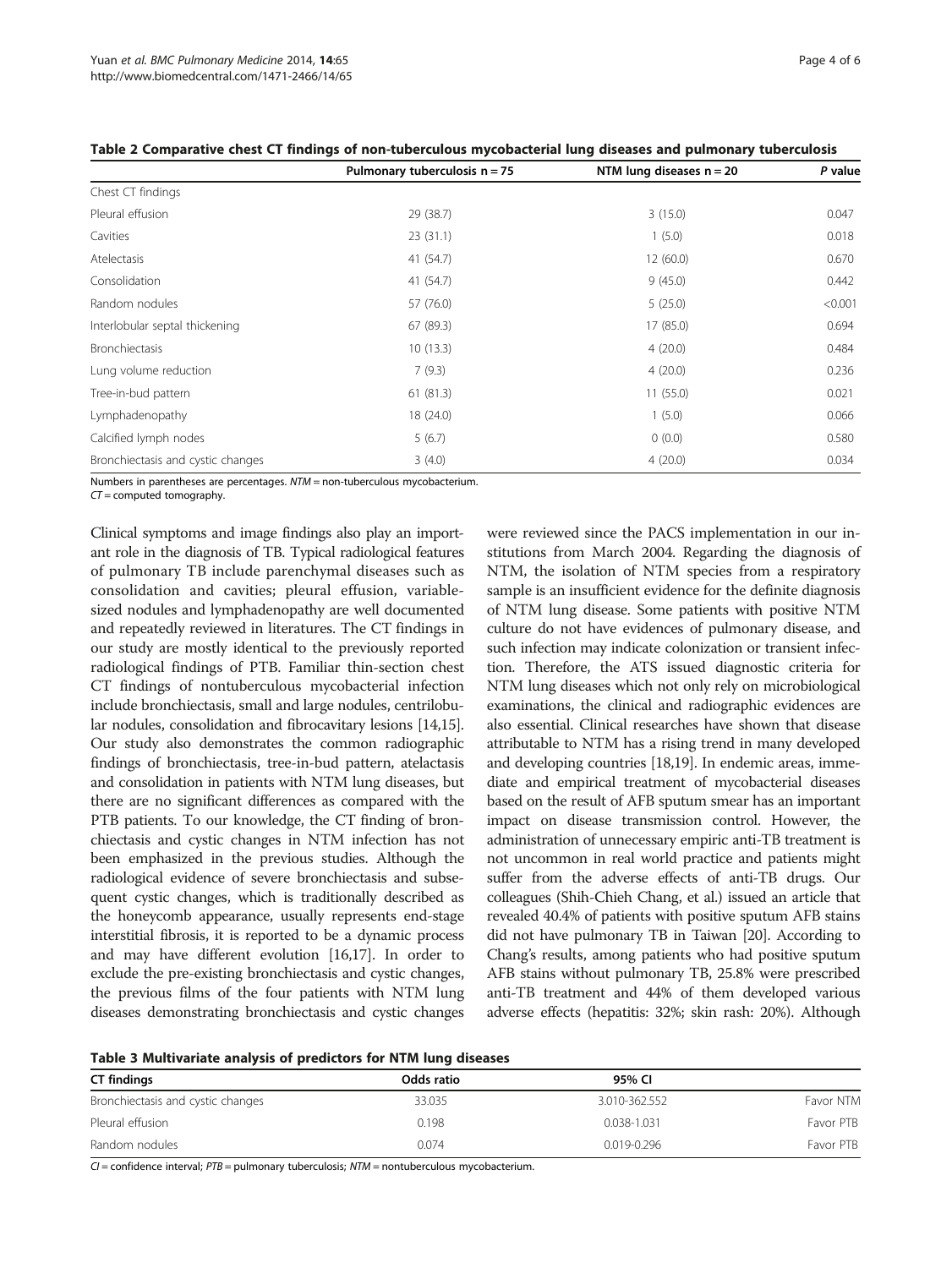**Table 2 Comparative chest CT findings of non-tuberculous mycobacterial lung diseases and pulmonary tuberculosis**

| | Pulmonary tuberculosis n = 75 | NTM lung diseases n = 20 | *P* value |
|---|---|---|---|
| Chest CT findings | | | |
| Pleural effusion | 29 (38.7) | 3 (15.0) | 0.047 |
| Cavities | 23 (31.1) | 1 (5.0) | 0.018 |
| Atelectasis | 41 (54.7) | 12 (60.0) | 0.670 |
| Consolidation | 41 (54.7) | 9 (45.0) | 0.442 |
| Random nodules | 57 (76.0) | 5 (25.0) | <0.001 |
| Interlobular septal thickening | 67 (89.3) | 17 (85.0) | 0.694 |
| Bronchiectasis | 10 (13.3) | 4 (20.0) | 0.484 |
| Lung volume reduction | 7 (9.3) | 4 (20.0) | 0.236 |
| Tree-in-bud pattern | 61 (81.3) | 11 (55.0) | 0.021 |
| Lymphadenopathy | 18 (24.0) | 1 (5.0) | 0.066 |
| Calcified lymph nodes | 5 (6.7) | 0 (0.0) | 0.580 |
| Bronchiectasis and cystic changes | 3 (4.0) | 4 (20.0) | 0.034 |

Numbers in parentheses are percentages. *NTM* = non-tuberculous mycobacterium.
*CT* = computed tomography.

Clinical symptoms and image findings also play an important role in the diagnosis of TB. Typical radiological features of pulmonary TB include parenchymal diseases such as consolidation and cavities; pleural effusion, variable-sized nodules and lymphadenopathy are well documented and repeatedly reviewed in literatures. The CT findings in our study are mostly identical to the previously reported radiological findings of PTB. Familiar thin-section chest CT findings of nontuberculous mycobacterial infection include bronchiectasis, small and large nodules, centrilobular nodules, consolidation and fibrocavitary lesions [14,15]. Our study also demonstrates the common radiographic findings of bronchiectasis, tree-in-bud pattern, atelectasis and consolidation in patients with NTM lung diseases, but there are no significant differences as compared with the PTB patients. To our knowledge, the CT finding of bronchiectasis and cystic changes in NTM infection has not been emphasized in the previous studies. Although the radiological evidence of severe bronchiectasis and subsequent cystic changes, which is traditionally described as the honeycomb appearance, usually represents end-stage interstitial fibrosis, it is reported to be a dynamic process and may have different evolution [16,17]. In order to exclude the pre-existing bronchiectasis and cystic changes, the previous films of the four patients with NTM lung diseases demonstrating bronchiectasis and cystic changes were reviewed since the PACS implementation in our institutions from March 2004. Regarding the diagnosis of NTM, the isolation of NTM species from a respiratory sample is an insufficient evidence for the definite diagnosis of NTM lung disease. Some patients with positive NTM culture do not have evidences of pulmonary disease, and such infection may indicate colonization or transient infection. Therefore, the ATS issued diagnostic criteria for NTM lung diseases which not only rely on microbiological examinations, the clinical and radiographic evidences are also essential. Clinical researches have shown that disease attributable to NTM has a rising trend in many developed and developing countries [18,19]. In endemic areas, immediate and empirical treatment of mycobacterial diseases based on the result of AFB sputum smear has an important impact on disease transmission control. However, the administration of unnecessary empiric anti-TB treatment is not uncommon in real world practice and patients might suffer from the adverse effects of anti-TB drugs. Our colleagues (Shih-Chieh Chang, et al.) issued an article that revealed 40.4% of patients with positive sputum AFB stains did not have pulmonary TB in Taiwan [20]. According to Chang's results, among patients who had positive sputum AFB stains without pulmonary TB, 25.8% were prescribed anti-TB treatment and 44% of them developed various adverse effects (hepatitis: 32%; skin rash: 20%). Although

**Table 3 Multivariate analysis of predictors for NTM lung diseases**

| CT findings | Odds ratio | 95% CI | |
|---|---|---|---|
| Bronchiectasis and cystic changes | 33.035 | 3.010-362.552 | Favor NTM |
| Pleural effusion | 0.198 | 0.038-1.031 | Favor PTB |
| Random nodules | 0.074 | 0.019-0.296 | Favor PTB |

*CI* = confidence interval; *PTB* = pulmonary tuberculosis; *NTM* = nontuberculous mycobacterium.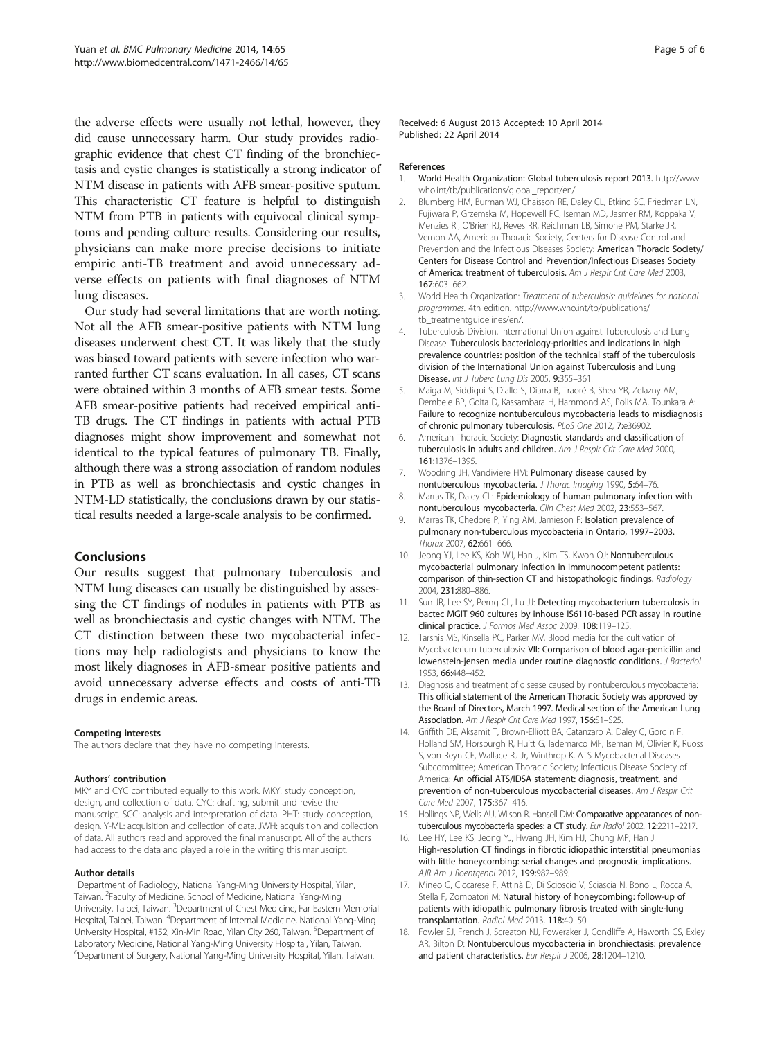the adverse effects were usually not lethal, however, they did cause unnecessary harm. Our study provides radiographic evidence that chest CT finding of the bronchiectasis and cystic changes is statistically a strong indicator of NTM disease in patients with AFB smear-positive sputum. This characteristic CT feature is helpful to distinguish NTM from PTB in patients with equivocal clinical symptoms and pending culture results. Considering our results, physicians can make more precise decisions to initiate empiric anti-TB treatment and avoid unnecessary adverse effects on patients with final diagnoses of NTM lung diseases.

Our study had several limitations that are worth noting. Not all the AFB smear-positive patients with NTM lung diseases underwent chest CT. It was likely that the study was biased toward patients with severe infection who warranted further CT scans evaluation. In all cases, CT scans were obtained within 3 months of AFB smear tests. Some AFB smear-positive patients had received empirical anti-TB drugs. The CT findings in patients with actual PTB diagnoses might show improvement and somewhat not identical to the typical features of pulmonary TB. Finally, although there was a strong association of random nodules in PTB as well as bronchiectasis and cystic changes in NTM-LD statistically, the conclusions drawn by our statistical results needed a large-scale analysis to be confirmed.

## Conclusions

Our results suggest that pulmonary tuberculosis and NTM lung diseases can usually be distinguished by assessing the CT findings of nodules in patients with PTB as well as bronchiectasis and cystic changes with NTM. The CT distinction between these two mycobacterial infections may help radiologists and physicians to know the most likely diagnoses in AFB-smear positive patients and avoid unnecessary adverse effects and costs of anti-TB drugs in endemic areas.

#### Competing interests

The authors declare that they have no competing interests.

#### Authors' contribution

MKY and CYC contributed equally to this work. MKY: study conception, design, and collection of data. CYC: drafting, submit and revise the manuscript. SCC: analysis and interpretation of data. PHT: study conception, design. Y-ML: acquisition and collection of data. JWH: acquisition and collection of data. All authors read and approved the final manuscript. All of the authors had access to the data and played a role in the writing this manuscript.

#### Author details

[1]Department of Radiology, National Yang-Ming University Hospital, Yilan, Taiwan. [2]Faculty of Medicine, School of Medicine, National Yang-Ming University, Taipei, Taiwan. [3]Department of Chest Medicine, Far Eastern Memorial Hospital, Taipei, Taiwan. [4]Department of Internal Medicine, National Yang-Ming University Hospital, #152, Xin-Min Road, Yilan City 260, Taiwan. [5]Department of Laboratory Medicine, National Yang-Ming University Hospital, Yilan, Taiwan. [6]Department of Surgery, National Yang-Ming University Hospital, Yilan, Taiwan.

Received: 6 August 2013 Accepted: 10 April 2014
Published: 22 April 2014

#### References

1. World Health Organization: **Global tuberculosis report 2013.** http://www.who.int/tb/publications/global_report/en/.
2. Blumberg HM, Burman WJ, Chaisson RE, Daley CL, Etkind SC, Friedman LN, Fujiwara P, Grzemska M, Hopewell PC, Iseman MD, Jasmer RM, Koppaka V, Menzies RI, O'Brien RJ, Reves RR, Reichman LB, Simone PM, Starke JR, Vernon AA, American Thoracic Society, Centers for Disease Control and Prevention and the Infectious Diseases Society: **American Thoracic Society/ Centers for Disease Control and Prevention/Infectious Diseases Society of America: treatment of tuberculosis.** *Am J Respir Crit Care Med* 2003, **167:**603–662.
3. World Health Organization: *Treatment of tuberculosis: guidelines for national programmes.* 4th edition. http://www.who.int/tb/publications/tb_treatmentguidelines/en/.
4. Tuberculosis Division, International Union against Tuberculosis and Lung Disease: **Tuberculosis bacteriology-priorities and indications in high prevalence countries: position of the technical staff of the tuberculosis division of the International Union against Tuberculosis and Lung Disease.** *Int J Tuberc Lung Dis* 2005, **9:**355–361.
5. Maiga M, Siddiqui S, Diallo S, Diarra B, Traoré B, Shea YR, Zelazny AM, Dembele BP, Goita D, Kassambara H, Hammond AS, Polis MA, Tounkara A: **Failure to recognize nontuberculous mycobacteria leads to misdiagnosis of chronic pulmonary tuberculosis.** *PLoS One* 2012, **7:**e36902.
6. American Thoracic Society: **Diagnostic standards and classification of tuberculosis in adults and children.** *Am J Respir Crit Care Med* 2000, **161:**1376–1395.
7. Woodring JH, Vandiviere HM: **Pulmonary disease caused by nontuberculous mycobacteria.** *J Thorac Imaging* 1990, **5:**64–76.
8. Marras TK, Daley CL: **Epidemiology of human pulmonary infection with nontuberculous mycobacteria.** *Clin Chest Med* 2002, **23:**553–567.
9. Marras TK, Chedore P, Ying AM, Jamieson F: **Isolation prevalence of pulmonary non-tuberculous mycobacteria in Ontario, 1997–2003.** *Thorax* 2007, **62:**661–666.
10. Jeong YJ, Lee KS, Koh WJ, Han J, Kim TS, Kwon OJ: **Nontuberculous mycobacterial pulmonary infection in immunocompetent patients: comparison of thin-section CT and histopathologic findings.** *Radiology* 2004, **231:**880–886.
11. Sun JR, Lee SY, Perng CL, Lu JJ: **Detecting mycobacterium tuberculosis in bactec MGIT 960 cultures by inhouse IS6110-based PCR assay in routine clinical practice.** *J Formos Med Assoc* 2009, **108:**119–125.
12. Tarshis MS, Kinsella PC, Parker MV, Blood media for the cultivation of Mycobacterium tuberculosis: **VII: Comparison of blood agar-penicillin and lowenstein-jensen media under routine diagnostic conditions.** *J Bacteriol* 1953, **66:**448–452.
13. Diagnosis and treatment of disease caused by nontuberculous mycobacteria: **This official statement of the American Thoracic Society was approved by the Board of Directors, March 1997. Medical section of the American Lung Association.** *Am J Respir Crit Care Med* 1997, **156:**S1–S25.
14. Griffith DE, Aksamit T, Brown-Elliott BA, Catanzaro A, Daley C, Gordin F, Holland SM, Horsburgh R, Huitt G, Iademarco MF, Iseman M, Olivier K, Ruoss S, von Reyn CF, Wallace RJ Jr, Winthrop K, ATS Mycobacterial Diseases Subcommittee; American Thoracic Society; Infectious Disease Society of America: **An official ATS/IDSA statement: diagnosis, treatment, and prevention of non-tuberculous mycobacterial diseases.** *Am J Respir Crit Care Med* 2007, **175:**367–416.
15. Hollings NP, Wells AU, Wilson R, Hansell DM: **Comparative appearances of non-tuberculous mycobacteria species: a CT study.** *Eur Radiol* 2002, **12:**2211–2217.
16. Lee HY, Lee KS, Jeong YJ, Hwang JH, Kim HJ, Chung MP, Han J: **High-resolution CT findings in fibrotic idiopathic interstitial pneumonias with little honeycombing: serial changes and prognostic implications.** *AJR Am J Roentgenol* 2012, **199:**982–989.
17. Mineo G, Ciccarese F, Attinà D, Di Scioscio V, Sciascia N, Bono L, Rocca A, Stella F, Zompatori M: **Natural history of honeycombing: follow-up of patients with idiopathic pulmonary fibrosis treated with single-lung transplantation.** *Radiol Med* 2013, **118:**40–50.
18. Fowler SJ, French J, Screaton NJ, Foweraker J, Condliffe A, Haworth CS, Exley AR, Bilton D: **Nontuberculous mycobacteria in bronchiectasis: prevalence and patient characteristics.** *Eur Respir J* 2006, **28:**1204–1210.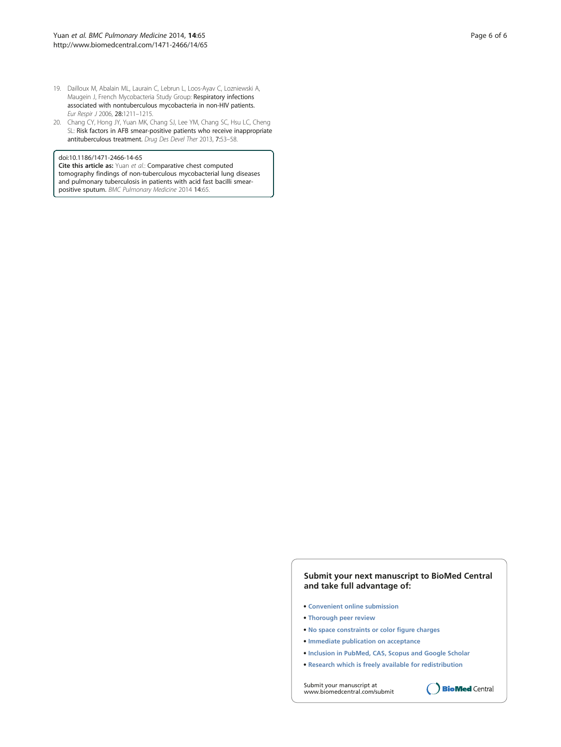19. Dailloux M, Abalain ML, Laurain C, Lebrun L, Loos-Ayav C, Lozniewski A, Maugein J, French Mycobacteria Study Group: **Respiratory infections associated with nontuberculous mycobacteria in non-HIV patients.** *Eur Respir J* 2006, **28:**1211–1215.
20. Chang CY, Hong JY, Yuan MK, Chang SJ, Lee YM, Chang SC, Hsu LC, Cheng SL: **Risk factors in AFB smear-positive patients who receive inappropriate antituberculous treatment.** *Drug Des Devel Ther* 2013, **7:**53–58.

doi:10.1186/1471-2466-14-65
**Cite this article as:** Yuan *et al.*: Comparative chest computed tomography findings of non-tuberculous mycobacterial lung diseases and pulmonary tuberculosis in patients with acid fast bacilli smear-positive sputum. *BMC Pulmonary Medicine* 2014 **14**:65.

**Submit your next manuscript to BioMed Central and take full advantage of:**

- **Convenient online submission**
- **Thorough peer review**
- **No space constraints or color figure charges**
- **Immediate publication on acceptance**
- **Inclusion in PubMed, CAS, Scopus and Google Scholar**
- **Research which is freely available for redistribution**

Submit your manuscript at
www.biomedcentral.com/submit

BioMed Central